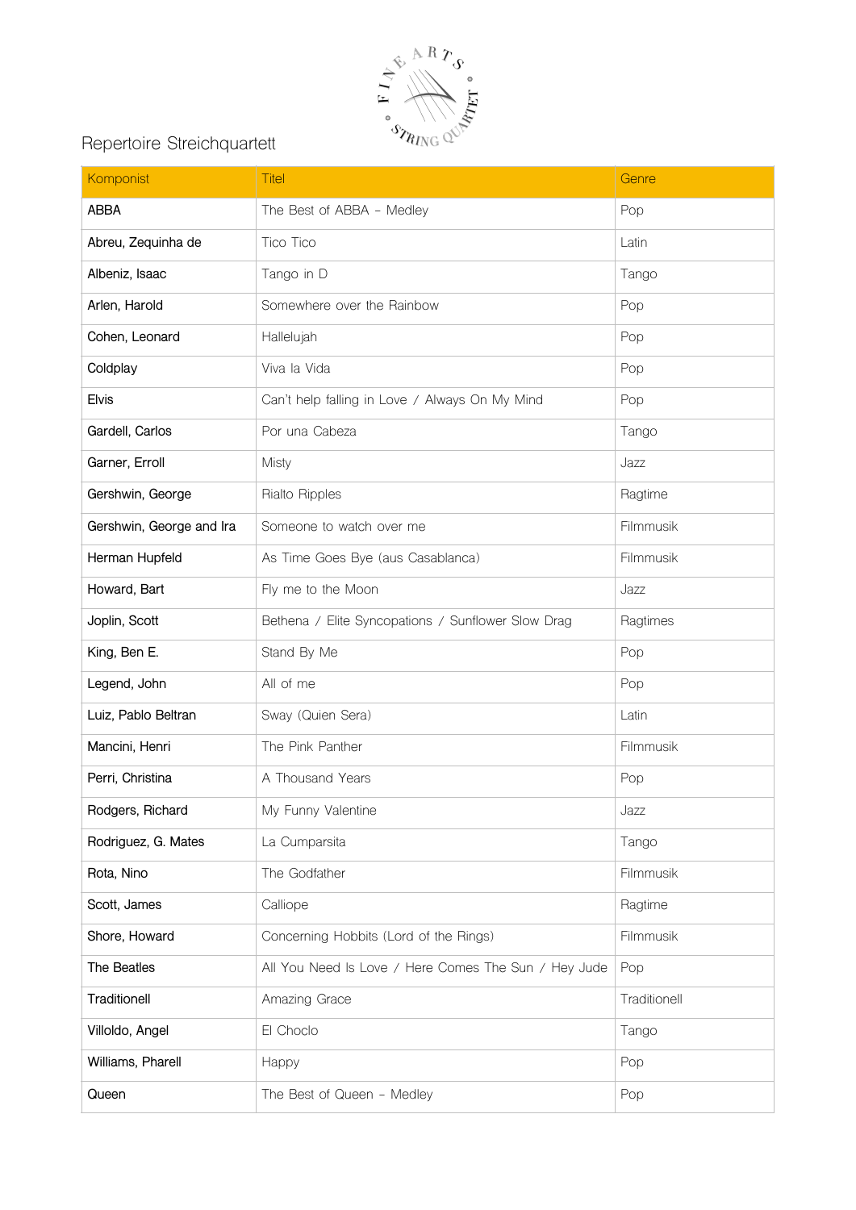# Repertoire Streichquartett

| Komponist | Titel | Genre |
|---|---|---|
| ABBA | The Best of ABBA – Medley | Pop |
| Abreu, Zequinha de | Tico Tico | Latin |
| Albeniz, Isaac | Tango in D | Tango |
| Arlen, Harold | Somewhere over the Rainbow | Pop |
| Cohen, Leonard | Hallelujah | Pop |
| Coldplay | Viva la Vida | Pop |
| Elvis | Can't help falling in Love / Always On My Mind | Pop |
| Gardell, Carlos | Por una Cabeza | Tango |
| Garner, Erroll | Misty | Jazz |
| Gershwin, George | Rialto Ripples | Ragtime |
| Gershwin, George and Ira | Someone to watch over me | Filmmusik |
| Herman Hupfeld | As Time Goes Bye (aus Casablanca) | Filmmusik |
| Howard, Bart | Fly me to the Moon | Jazz |
| Joplin, Scott | Bethena / Elite Syncopations / Sunflower Slow Drag | Ragtimes |
| King, Ben E. | Stand By Me | Pop |
| Legend, John | All of me | Pop |
| Luiz, Pablo Beltran | Sway (Quien Sera) | Latin |
| Mancini, Henri | The Pink Panther | Filmmusik |
| Perri, Christina | A Thousand Years | Pop |
| Rodgers, Richard | My Funny Valentine | Jazz |
| Rodriguez, G. Mates | La Cumparsita | Tango |
| Rota, Nino | The Godfather | Filmmusik |
| Scott, James | Calliope | Ragtime |
| Shore, Howard | Concerning Hobbits (Lord of the Rings) | Filmmusik |
| The Beatles | All You Need Is Love / Here Comes The Sun / Hey Jude | Pop |
| Traditionell | Amazing Grace | Traditionell |
| Villoldo, Angel | El Choclo | Tango |
| Williams, Pharell | Happy | Pop |
| Queen | The Best of Queen – Medley | Pop |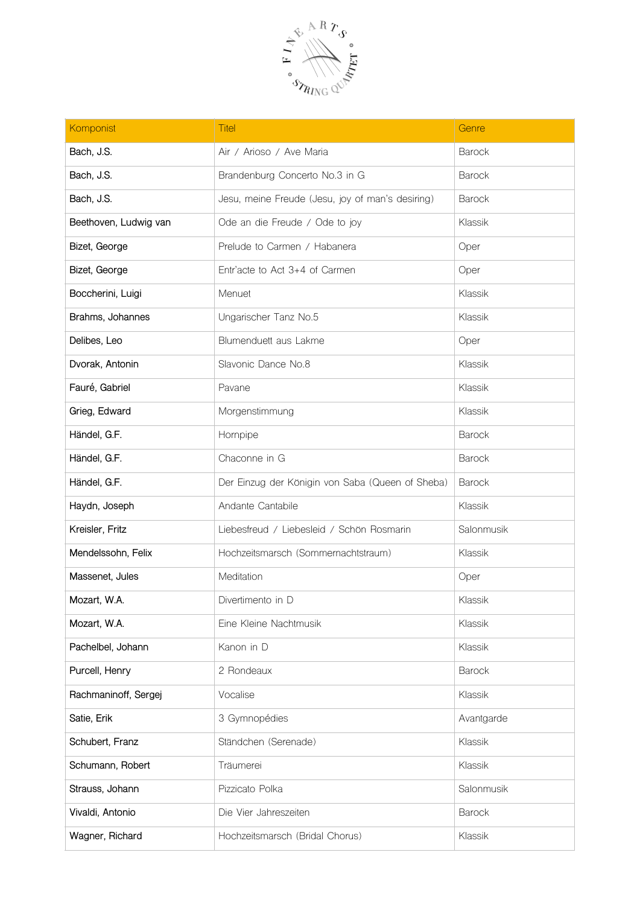| Komponist | Titel | Genre |
|---|---|---|
| Bach, J.S. | Air / Arioso / Ave Maria | Barock |
| Bach, J.S. | Brandenburg Concerto No.3 in G | Barock |
| Bach, J.S. | Jesu, meine Freude (Jesu, joy of man's desiring) | Barock |
| Beethoven, Ludwig van | Ode an die Freude / Ode to joy | Klassik |
| Bizet, George | Prelude to Carmen / Habanera | Oper |
| Bizet, George | Entr'acte to Act 3+4 of Carmen | Oper |
| Boccherini, Luigi | Menuet | Klassik |
| Brahms, Johannes | Ungarischer Tanz No.5 | Klassik |
| Delibes, Leo | Blumenduett aus Lakme | Oper |
| Dvorak, Antonin | Slavonic Dance No.8 | Klassik |
| Fauré, Gabriel | Pavane | Klassik |
| Grieg, Edward | Morgenstimmung | Klassik |
| Händel, G.F. | Hornpipe | Barock |
| Händel, G.F. | Chaconne in G | Barock |
| Händel, G.F. | Der Einzug der Königin von Saba (Queen of Sheba) | Barock |
| Haydn, Joseph | Andante Cantabile | Klassik |
| Kreisler, Fritz | Liebesfreud / Liebesleid / Schön Rosmarin | Salonmusik |
| Mendelssohn, Felix | Hochzeitsmarsch (Sommernachtstraum) | Klassik |
| Massenet, Jules | Meditation | Oper |
| Mozart, W.A. | Divertimento in D | Klassik |
| Mozart, W.A. | Eine Kleine Nachtmusik | Klassik |
| Pachelbel, Johann | Kanon in D | Klassik |
| Purcell, Henry | 2 Rondeaux | Barock |
| Rachmaninoff, Sergej | Vocalise | Klassik |
| Satie, Erik | 3 Gymnopédies | Avantgarde |
| Schubert, Franz | Ständchen (Serenade) | Klassik |
| Schumann, Robert | Träumerei | Klassik |
| Strauss, Johann | Pizzicato Polka | Salonmusik |
| Vivaldi, Antonio | Die Vier Jahreszeiten | Barock |
| Wagner, Richard | Hochzeitsmarsch (Bridal Chorus) | Klassik |